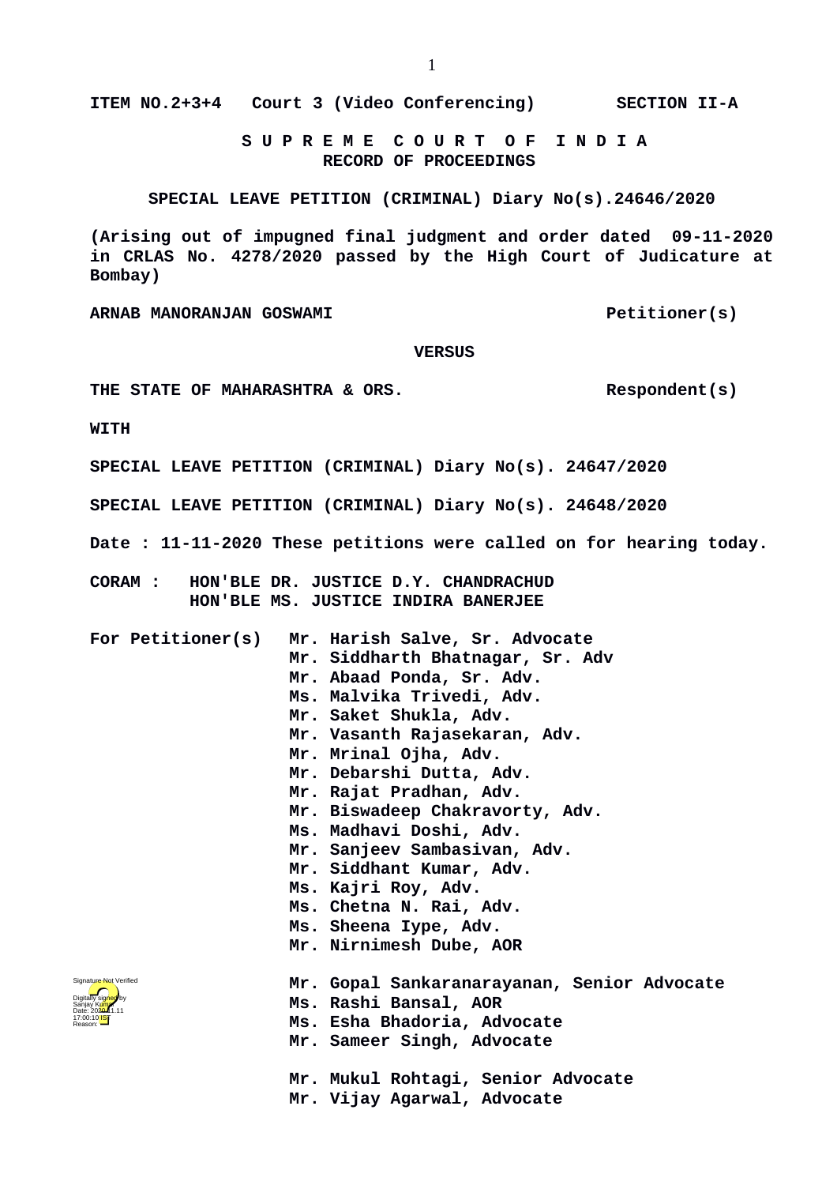ITEM NO.2+3+4 Court 3 (Video Conferencing) SECTION II-A

# S U P R E M E C O U R T O F I N D I A
## RECORD OF PROCEEDINGS

**SPECIAL LEAVE PETITION (CRIMINAL) Diary No(s).24646/2020**

**(Arising out of impugned final judgment and order dated 09-11-2020 in CRLAS No. 4278/2020 passed by the High Court of Judicature at Bombay)**

**ARNAB MANORANJAN GOSWAMI** Petitioner(s)

**VERSUS**

**THE STATE OF MAHARASHTRA & ORS.** Respondent(s)

**WITH**

**SPECIAL LEAVE PETITION (CRIMINAL) Diary No(s). 24647/2020**

**SPECIAL LEAVE PETITION (CRIMINAL) Diary No(s). 24648/2020**

**Date : 11-11-2020 These petitions were called on for hearing today.**

**CORAM :** HON'BLE DR. JUSTICE D.Y. CHANDRACHUD
HON'BLE MS. JUSTICE INDIRA BANERJEE

**For Petitioner(s)**
Mr. Harish Salve, Sr. Advocate
Mr. Siddharth Bhatnagar, Sr. Adv
Mr. Abaad Ponda, Sr. Adv.
Ms. Malvika Trivedi, Adv.
Mr. Saket Shukla, Adv.
Mr. Vasanth Rajasekaran, Adv.
Mr. Mrinal Ojha, Adv.
Mr. Debarshi Dutta, Adv.
Mr. Rajat Pradhan, Adv.
Mr. Biswadeep Chakravorty, Adv.
Ms. Madhavi Doshi, Adv.
Mr. Sanjeev Sambasivan, Adv.
Mr. Siddhant Kumar, Adv.
Ms. Kajri Roy, Adv.
Ms. Chetna N. Rai, Adv.
Ms. Sheena Iype, Adv.
Mr. Nirnimesh Dube, AOR

Mr. Gopal Sankaranarayanan, Senior Advocate
Ms. Rashi Bansal, AOR
Ms. Esha Bhadoria, Advocate
Mr. Sameer Singh, Advocate

Mr. Mukul Rohtagi, Senior Advocate
Mr. Vijay Agarwal, Advocate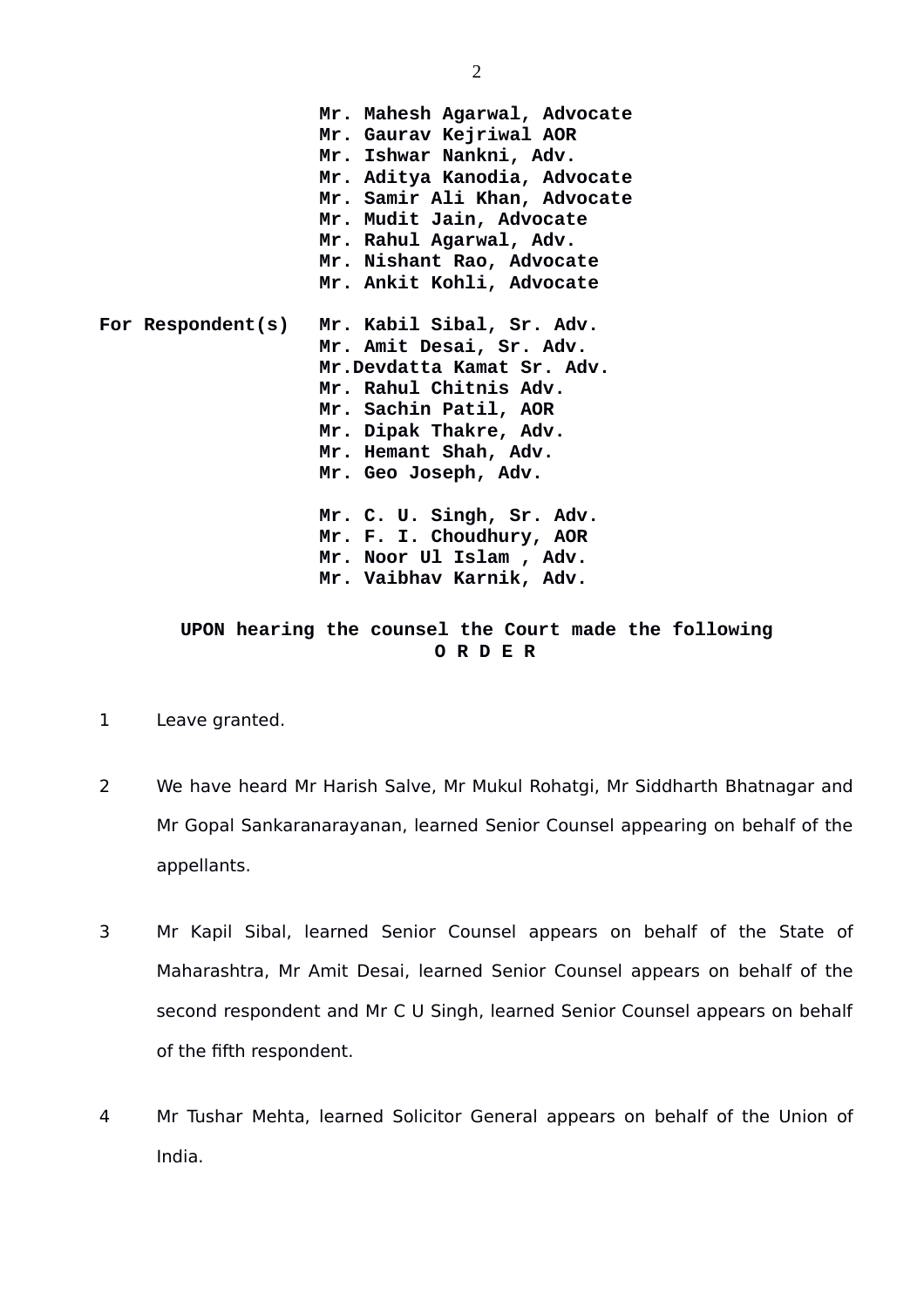**Mr. Mahesh Agarwal, Advocate**
**Mr. Gaurav Kejriwal AOR**
**Mr. Ishwar Nankni, Adv.**
**Mr. Aditya Kanodia, Advocate**
**Mr. Samir Ali Khan, Advocate**
**Mr. Mudit Jain, Advocate**
**Mr. Rahul Agarwal, Adv.**
**Mr. Nishant Rao, Advocate**
**Mr. Ankit Kohli, Advocate**

**For Respondent(s)** **Mr. Kabil Sibal, Sr. Adv.**
**Mr. Amit Desai, Sr. Adv.**
**Mr.Devdatta Kamat Sr. Adv.**
**Mr. Rahul Chitnis Adv.**
**Mr. Sachin Patil, AOR**
**Mr. Dipak Thakre, Adv.**
**Mr. Hemant Shah, Adv.**
**Mr. Geo Joseph, Adv.**

**Mr. C. U. Singh, Sr. Adv.**
**Mr. F. I. Choudhury, AOR**
**Mr. Noor Ul Islam , Adv.**
**Mr. Vaibhav Karnik, Adv.**

**UPON hearing the counsel the Court made the following**
**O R D E R**

1 Leave granted.

2 We have heard Mr Harish Salve, Mr Mukul Rohatgi, Mr Siddharth Bhatnagar and Mr Gopal Sankaranarayanan, learned Senior Counsel appearing on behalf of the appellants.

3 Mr Kapil Sibal, learned Senior Counsel appears on behalf of the State of Maharashtra, Mr Amit Desai, learned Senior Counsel appears on behalf of the second respondent and Mr C U Singh, learned Senior Counsel appears on behalf of the fifth respondent.

4 Mr Tushar Mehta, learned Solicitor General appears on behalf of the Union of India.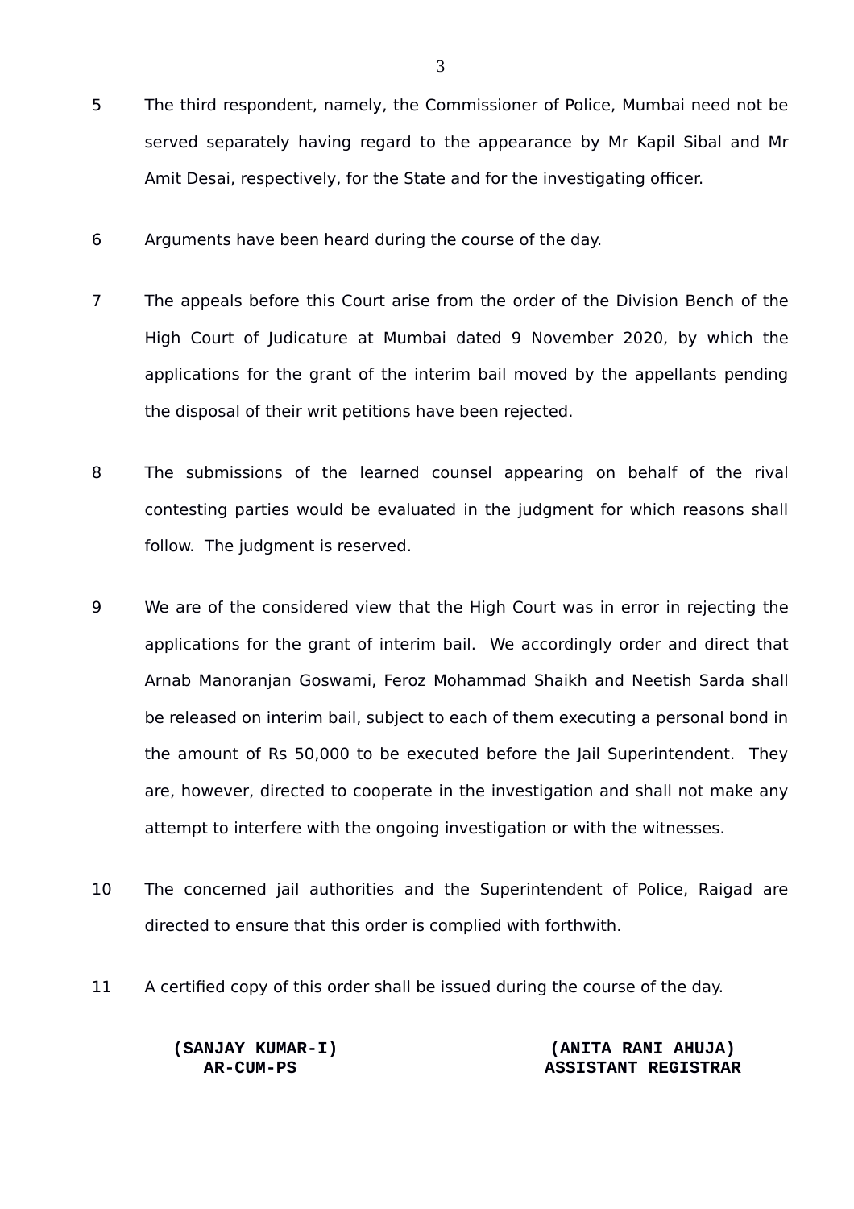5 The third respondent, namely, the Commissioner of Police, Mumbai need not be served separately having regard to the appearance by Mr Kapil Sibal and Mr Amit Desai, respectively, for the State and for the investigating officer.

6 Arguments have been heard during the course of the day.

7 The appeals before this Court arise from the order of the Division Bench of the High Court of Judicature at Mumbai dated 9 November 2020, by which the applications for the grant of the interim bail moved by the appellants pending the disposal of their writ petitions have been rejected.

8 The submissions of the learned counsel appearing on behalf of the rival contesting parties would be evaluated in the judgment for which reasons shall follow. The judgment is reserved.

9 We are of the considered view that the High Court was in error in rejecting the applications for the grant of interim bail. We accordingly order and direct that Arnab Manoranjan Goswami, Feroz Mohammad Shaikh and Neetish Sarda shall be released on interim bail, subject to each of them executing a personal bond in the amount of Rs 50,000 to be executed before the Jail Superintendent. They are, however, directed to cooperate in the investigation and shall not make any attempt to interfere with the ongoing investigation or with the witnesses.

10 The concerned jail authorities and the Superintendent of Police, Raigad are directed to ensure that this order is complied with forthwith.

11 A certified copy of this order shall be issued during the course of the day.

**(SANJAY KUMAR-I)**
**AR-CUM-PS**

**(ANITA RANI AHUJA)**
**ASSISTANT REGISTRAR**